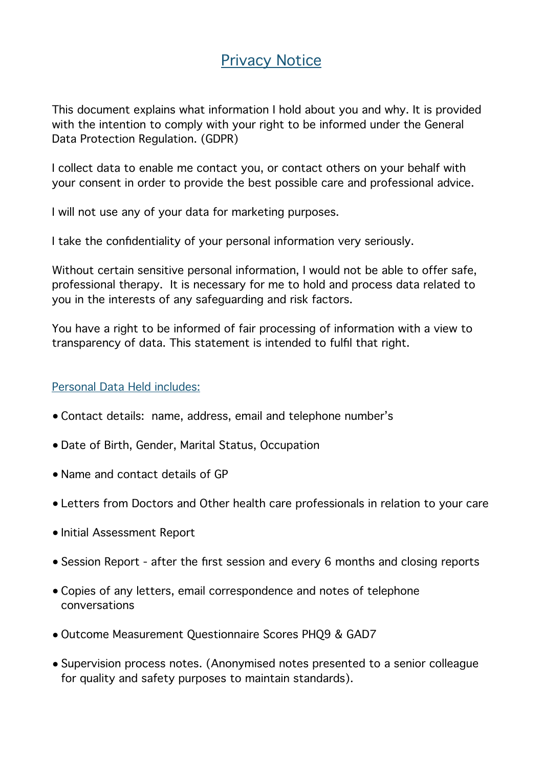# Privacy Notice

This document explains what information I hold about you and why. It is provided with the intention to comply with your right to be informed under the General Data Protection Regulation. (GDPR)

I collect data to enable me contact you, or contact others on your behalf with your consent in order to provide the best possible care and professional advice.

I will not use any of your data for marketing purposes.

I take the confidentiality of your personal information very seriously.

Without certain sensitive personal information, I would not be able to offer safe, professional therapy. It is necessary for me to hold and process data related to you in the interests of any safeguarding and risk factors.

You have a right to be informed of fair processing of information with a view to transparency of data. This statement is intended to fulfil that right.

## Personal Data Held includes:

- Contact details: name, address, email and telephone number's
- Date of Birth, Gender, Marital Status, Occupation
- Name and contact details of GP
- Letters from Doctors and Other health care professionals in relation to your care
- Initial Assessment Report
- Session Report - after the first session and every 6 months and closing reports
- Copies of any letters, email correspondence and notes of telephone conversations
- Outcome Measurement Questionnaire Scores PHQ9 & GAD7
- Supervision process notes. (Anonymised notes presented to a senior colleague for quality and safety purposes to maintain standards).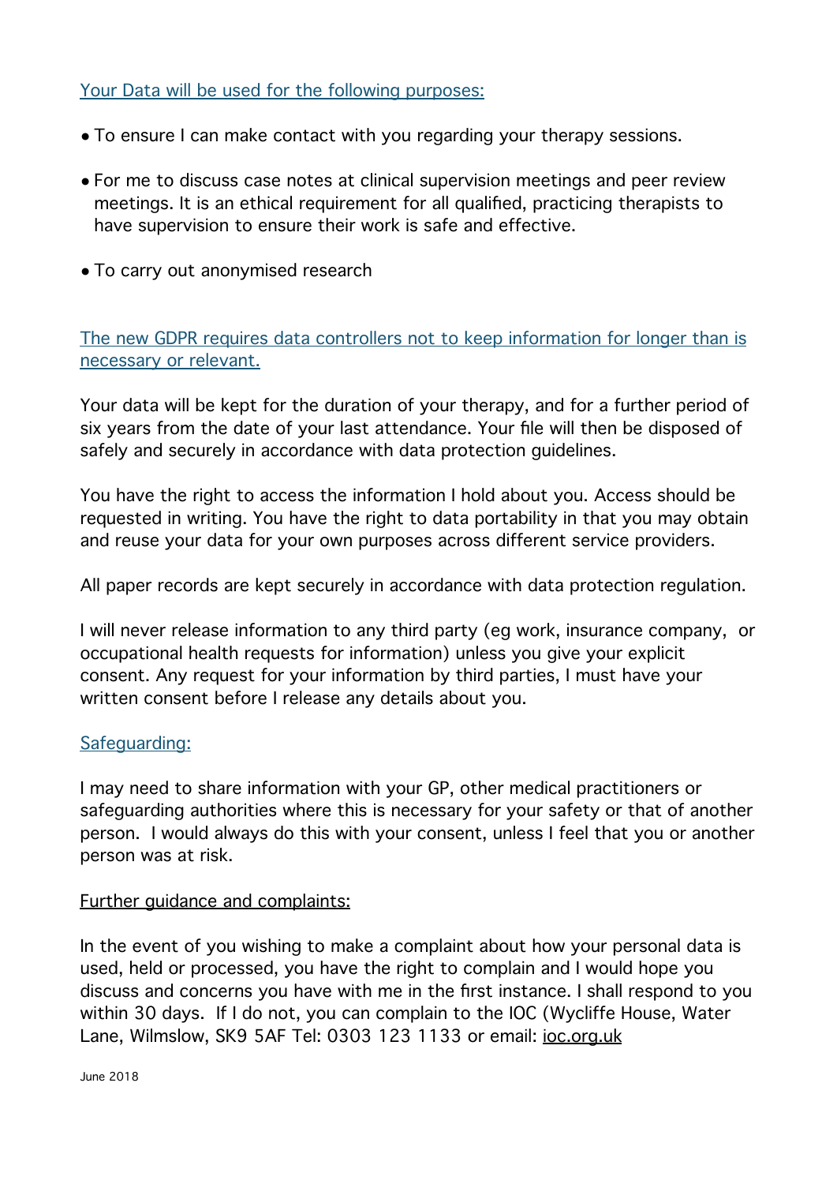Your Data will be used for the following purposes:

- To ensure I can make contact with you regarding your therapy sessions.
- For me to discuss case notes at clinical supervision meetings and peer review meetings. It is an ethical requirement for all qualified, practicing therapists to have supervision to ensure their work is safe and effective.
- To carry out anonymised research

The new GDPR requires data controllers not to keep information for longer than is necessary or relevant.

Your data will be kept for the duration of your therapy, and for a further period of six years from the date of your last attendance. Your file will then be disposed of safely and securely in accordance with data protection guidelines.

You have the right to access the information I hold about you. Access should be requested in writing. You have the right to data portability in that you may obtain and reuse your data for your own purposes across different service providers.

All paper records are kept securely in accordance with data protection regulation.

I will never release information to any third party (eg work, insurance company, or occupational health requests for information) unless you give your explicit consent. Any request for your information by third parties, I must have your written consent before I release any details about you.

Safeguarding:

I may need to share information with your GP, other medical practitioners or safeguarding authorities where this is necessary for your safety or that of another person. I would always do this with your consent, unless I feel that you or another person was at risk.

Further guidance and complaints:

In the event of you wishing to make a complaint about how your personal data is used, held or processed, you have the right to complain and I would hope you discuss and concerns you have with me in the first instance. I shall respond to you within 30 days. If I do not, you can complain to the IOC (Wycliffe House, Water Lane, Wilmslow, SK9 5AF Tel: 0303 123 1133 or email: ioc.org.uk

June 2018